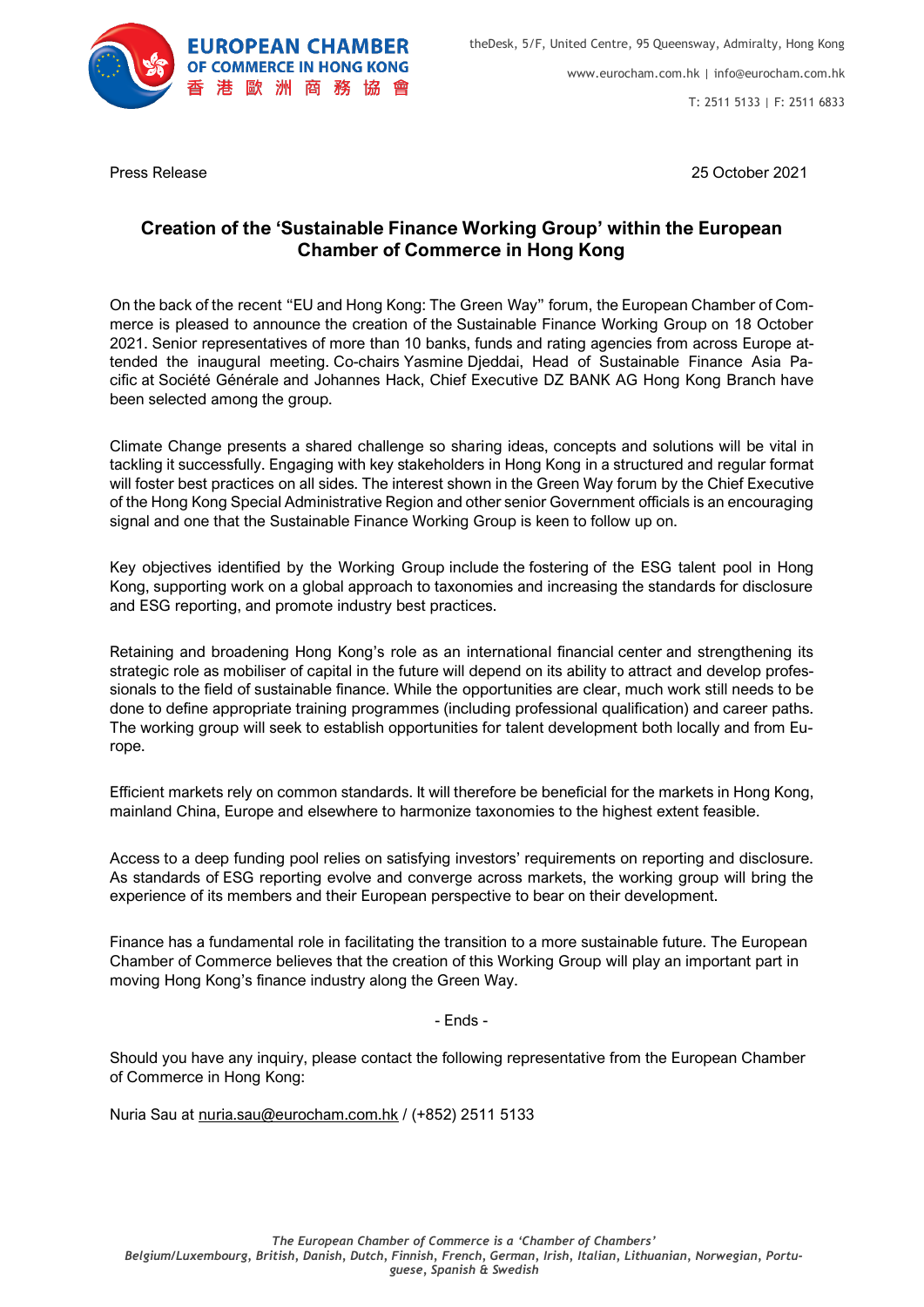EUROPEAN CHAMBER OF COMMERCE IN HONG KONG
香港歐洲商務協會

theDesk, 5/F, United Centre, 95 Queensway, Admiralty, Hong Kong
www.eurocham.com.hk | info@eurocham.com.hk
T: 2511 5133 | F: 2511 6833

Press Release

25 October 2021

# Creation of the 'Sustainable Finance Working Group' within the European Chamber of Commerce in Hong Kong

On the back of the recent "EU and Hong Kong: The Green Way" forum, the European Chamber of Commerce is pleased to announce the creation of the Sustainable Finance Working Group on 18 October 2021. Senior representatives of more than 10 banks, funds and rating agencies from across Europe attended the inaugural meeting. Co-chairs Yasmine Djeddai, Head of Sustainable Finance Asia Pacific at Société Générale and Johannes Hack, Chief Executive DZ BANK AG Hong Kong Branch have been selected among the group.

Climate Change presents a shared challenge so sharing ideas, concepts and solutions will be vital in tackling it successfully. Engaging with key stakeholders in Hong Kong in a structured and regular format will foster best practices on all sides. The interest shown in the Green Way forum by the Chief Executive of the Hong Kong Special Administrative Region and other senior Government officials is an encouraging signal and one that the Sustainable Finance Working Group is keen to follow up on.

Key objectives identified by the Working Group include the fostering of the ESG talent pool in Hong Kong, supporting work on a global approach to taxonomies and increasing the standards for disclosure and ESG reporting, and promote industry best practices.

Retaining and broadening Hong Kong's role as an international financial center and strengthening its strategic role as mobiliser of capital in the future will depend on its ability to attract and develop professionals to the field of sustainable finance. While the opportunities are clear, much work still needs to be done to define appropriate training programmes (including professional qualification) and career paths. The working group will seek to establish opportunities for talent development both locally and from Europe.

Efficient markets rely on common standards. It will therefore be beneficial for the markets in Hong Kong, mainland China, Europe and elsewhere to harmonize taxonomies to the highest extent feasible.

Access to a deep funding pool relies on satisfying investors' requirements on reporting and disclosure. As standards of ESG reporting evolve and converge across markets, the working group will bring the experience of its members and their European perspective to bear on their development.

Finance has a fundamental role in facilitating the transition to a more sustainable future. The European Chamber of Commerce believes that the creation of this Working Group will play an important part in moving Hong Kong's finance industry along the Green Way.

\- Ends -

Should you have any inquiry, please contact the following representative from the European Chamber of Commerce in Hong Kong:

Nuria Sau at nuria.sau@eurocham.com.hk / (+852) 2511 5133

*The European Chamber of Commerce is a 'Chamber of Chambers'*
*Belgium/Luxembourg, British, Danish, Dutch, Finnish, French, German, Irish, Italian, Lithuanian, Norwegian, Portuguese, Spanish & Swedish*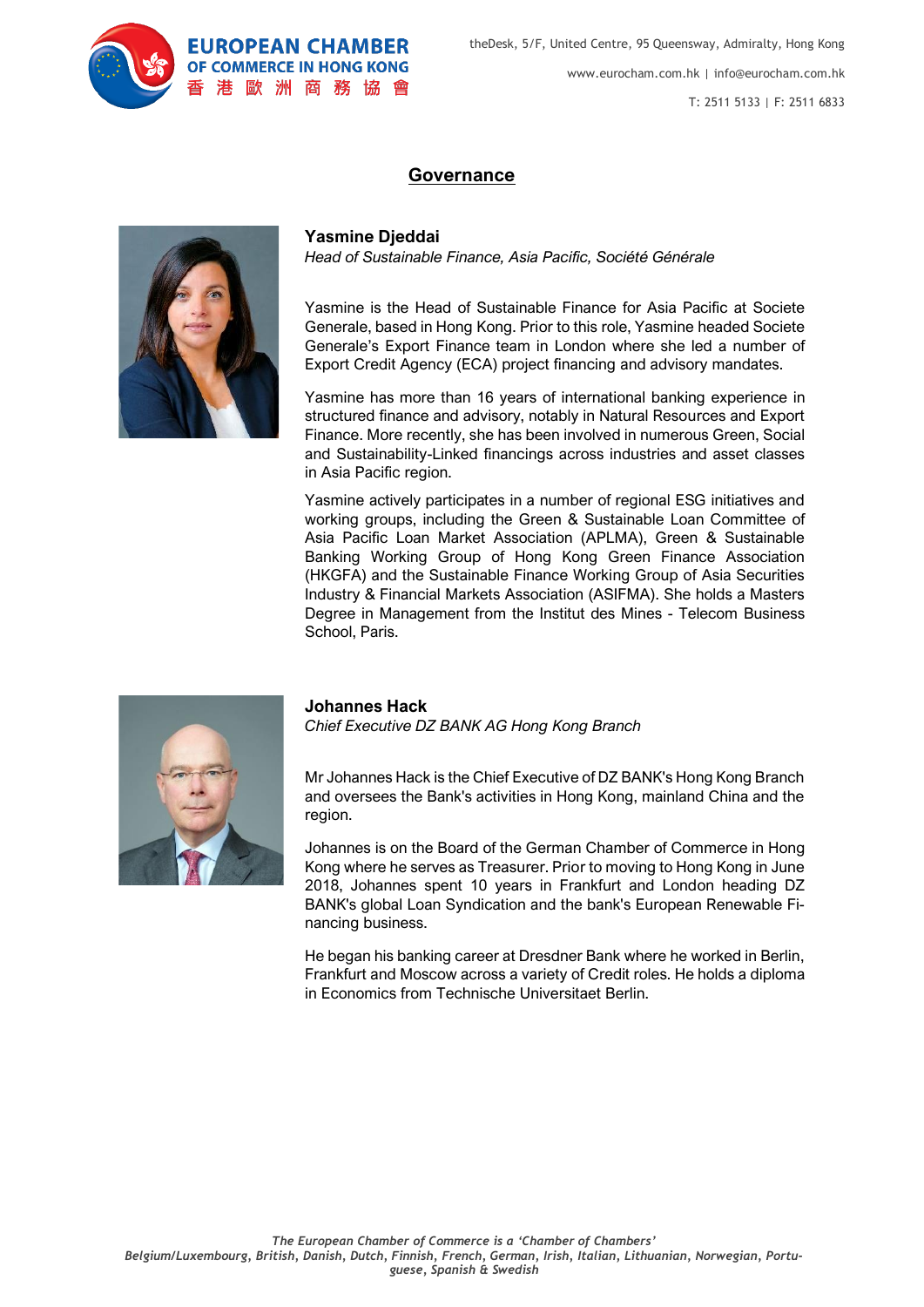## Governance

### Yasmine Djeddai

*Head of Sustainable Finance, Asia Pacific, Société Générale*

Yasmine is the Head of Sustainable Finance for Asia Pacific at Societe Generale, based in Hong Kong. Prior to this role, Yasmine headed Societe Generale's Export Finance team in London where she led a number of Export Credit Agency (ECA) project financing and advisory mandates.

Yasmine has more than 16 years of international banking experience in structured finance and advisory, notably in Natural Resources and Export Finance. More recently, she has been involved in numerous Green, Social and Sustainability-Linked financings across industries and asset classes in Asia Pacific region.

Yasmine actively participates in a number of regional ESG initiatives and working groups, including the Green & Sustainable Loan Committee of Asia Pacific Loan Market Association (APLMA), Green & Sustainable Banking Working Group of Hong Kong Green Finance Association (HKGFA) and the Sustainable Finance Working Group of Asia Securities Industry & Financial Markets Association (ASIFMA). She holds a Masters Degree in Management from the Institut des Mines - Telecom Business School, Paris.

### Johannes Hack

*Chief Executive DZ BANK AG Hong Kong Branch*

Mr Johannes Hack is the Chief Executive of DZ BANK's Hong Kong Branch and oversees the Bank's activities in Hong Kong, mainland China and the region.

Johannes is on the Board of the German Chamber of Commerce in Hong Kong where he serves as Treasurer. Prior to moving to Hong Kong in June 2018, Johannes spent 10 years in Frankfurt and London heading DZ BANK's global Loan Syndication and the bank's European Renewable Financing business.

He began his banking career at Dresdner Bank where he worked in Berlin, Frankfurt and Moscow across a variety of Credit roles. He holds a diploma in Economics from Technische Universitaet Berlin.